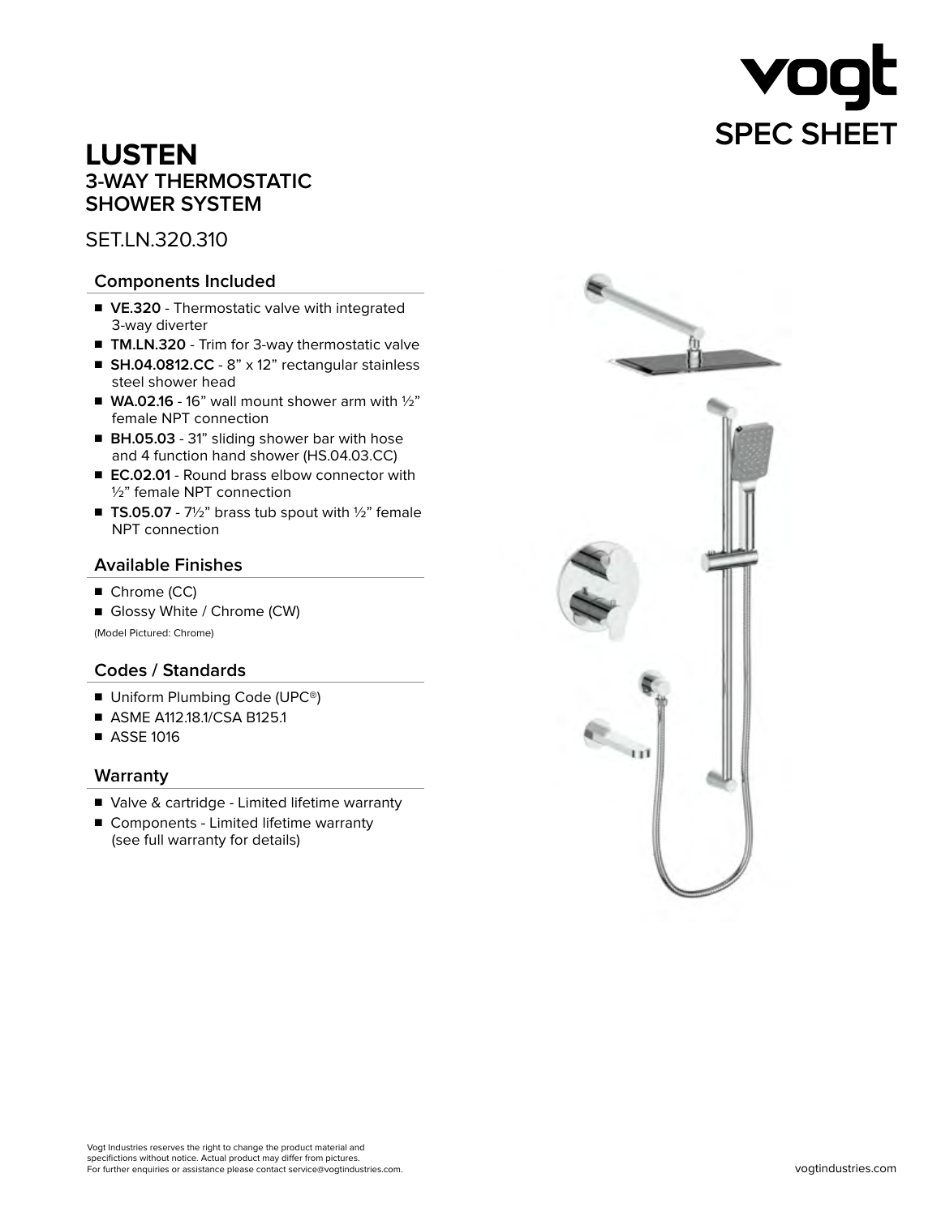vogt

SPEC SHEET

# LUSTEN

## 3-WAY THERMOSTATIC SHOWER SYSTEM

SET.LN.320.310

### Components Included

- **VE.320** - Thermostatic valve with integrated 3-way diverter
- **TM.LN.320** - Trim for 3-way thermostatic valve
- **SH.04.0812.CC** - 8” x 12” rectangular stainless steel shower head
- **WA.02.16** - 16” wall mount shower arm with ½” female NPT connection
- **BH.05.03** - 31” sliding shower bar with hose and 4 function hand shower (HS.04.03.CC)
- **EC.02.01** - Round brass elbow connector with ½” female NPT connection
- **TS.05.07** - 7½” brass tub spout with ½” female NPT connection

### Available Finishes

- Chrome (CC)
- Glossy White / Chrome (CW)

(Model Pictured: Chrome)

### Codes / Standards

- Uniform Plumbing Code (UPC®)
- ASME A112.18.1/CSA B125.1
- ASSE 1016

### Warranty

- Valve & cartridge - Limited lifetime warranty
- Components - Limited lifetime warranty (see full warranty for details)

Vogt Industries reserves the right to change the product material and specifictions without notice. Actual product may differ from pictures.
For further enquiries or assistance please contact service@vogtindustries.com.

vogtindustries.com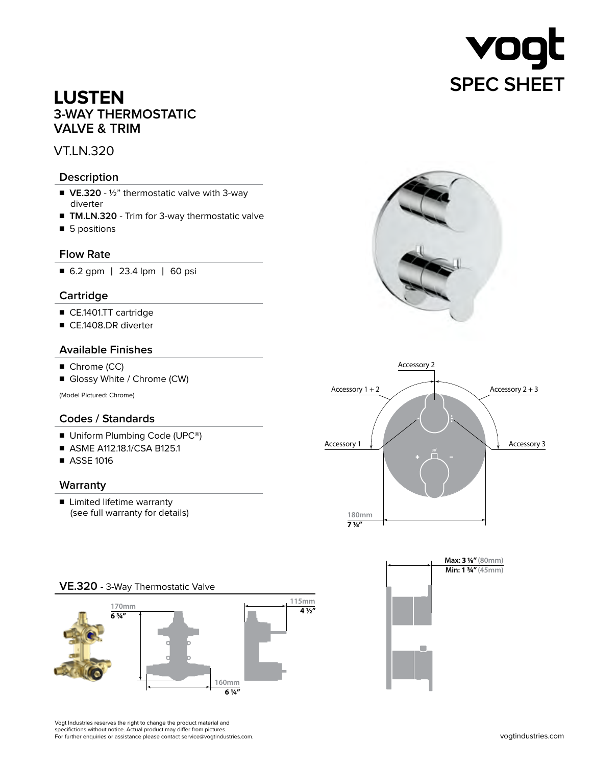# LUSTEN

## 3-WAY THERMOSTATIC VALVE & TRIM

VT.LN.320

### Description

- **VE.320** - ½" thermostatic valve with 3-way diverter
- **TM.LN.320** - Trim for 3-way thermostatic valve
- 5 positions

### Flow Rate

- 6.2 gpm | 23.4 lpm | 60 psi

### Cartridge

- CE.1401.TT cartridge
- CE.1408.DR diverter

### Available Finishes

- Chrome (CC)
- Glossy White / Chrome (CW)

(Model Pictured: Chrome)

### Codes / Standards

- Uniform Plumbing Code (UPC®)
- ASME A112.18.1/CSA B125.1
- ASSE 1016

### Warranty

- Limited lifetime warranty (see full warranty for details)

Accessory 2
Accessory 1 + 2
Accessory 2 + 3
Accessory 1
Accessory 3
38°
180mm
7 ⅛"

Max: 3 ⅛" (80mm)
Min: 1 ¾" (45mm)

### VE.320 - 3-Way Thermostatic Valve

170mm
6 ¾"
115mm
4 ½"
160mm
6 ¼"

Vogt Industries reserves the right to change the product material and specifictions without notice. Actual product may differ from pictures.
For further enquiries or assistance please contact service@vogtindustries.com.

vogtindustries.com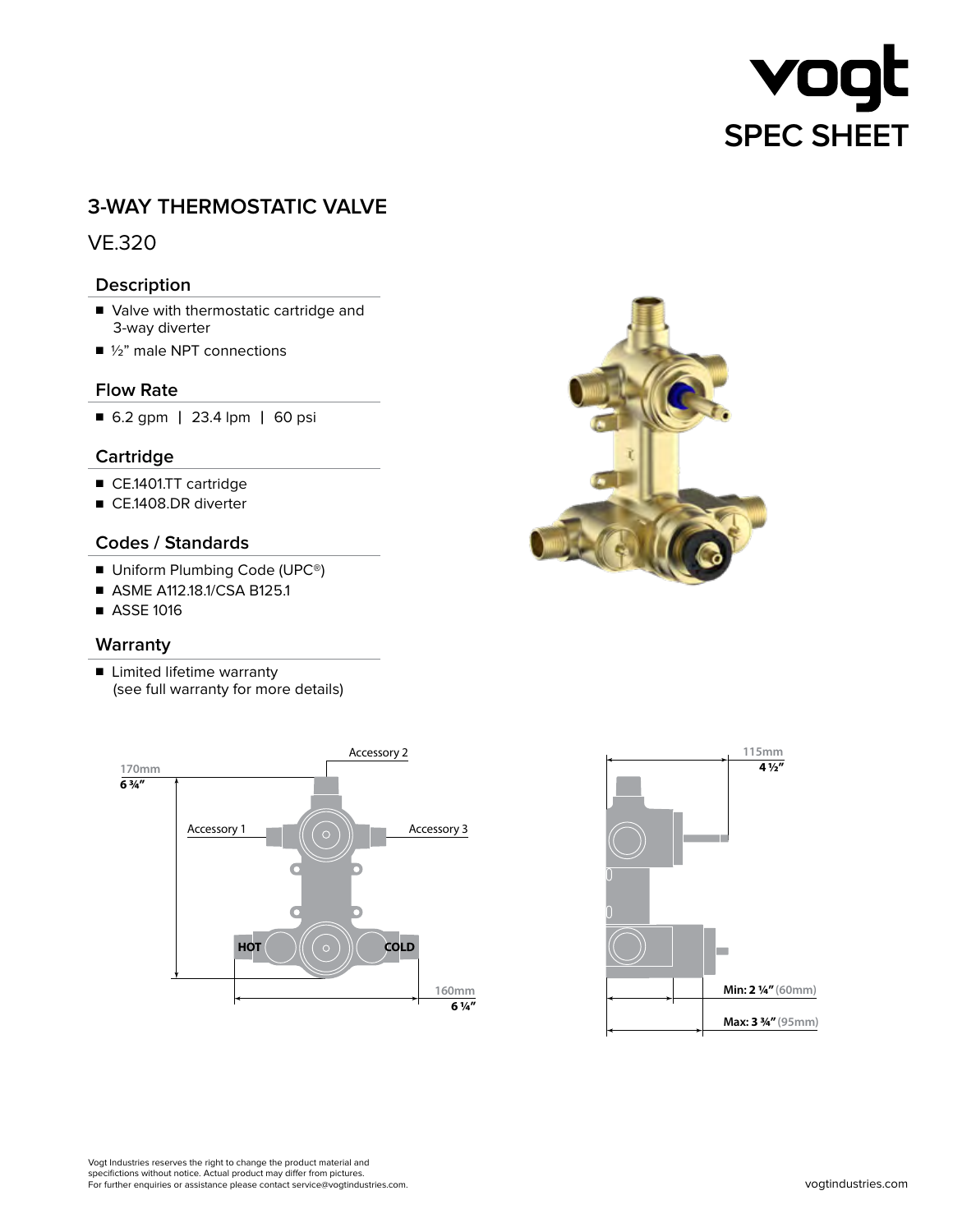# vogt SPEC SHEET

## 3-WAY THERMOSTATIC VALVE

VE.320

### Description

- Valve with thermostatic cartridge and 3-way diverter
- ½" male NPT connections

### Flow Rate

- 6.2 gpm | 23.4 lpm | 60 psi

### Cartridge

- CE.1401.TT cartridge
- CE.1408.DR diverter

### Codes / Standards

- Uniform Plumbing Code (UPC®)
- ASME A112.18.1/CSA B125.1
- ASSE 1016

### Warranty

- Limited lifetime warranty (see full warranty for more details)

Accessory 2

170mm
**6 ¾"**

Accessory 1

Accessory 3

**HOT**

**COLD**

160mm
**6 ¼"**

115mm
**4 ½"**

**Min: 2 ¼"** (60mm)

**Max: 3 ¾"** (95mm)

Vogt Industries reserves the right to change the product material and specifictions without notice. Actual product may differ from pictures.
For further enquiries or assistance please contact service@vogtindustries.com.

vogtindustries.com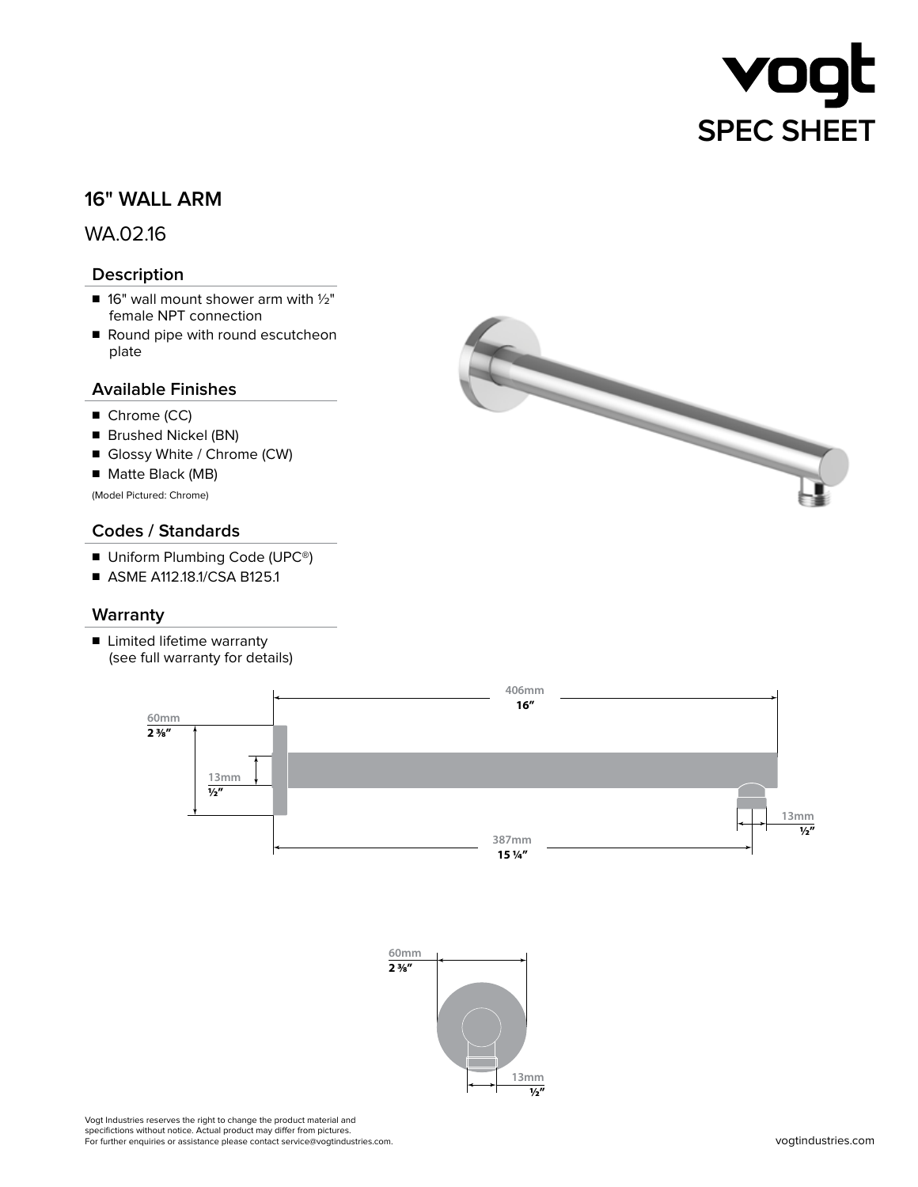# vogt SPEC SHEET

## 16" WALL ARM

WA.02.16

### Description

- 16" wall mount shower arm with ½" female NPT connection
- Round pipe with round escutcheon plate

### Available Finishes

- Chrome (CC)
- Brushed Nickel (BN)
- Glossy White / Chrome (CW)
- Matte Black (MB)

(Model Pictured: Chrome)

### Codes / Standards

- Uniform Plumbing Code (UPC®)
- ASME A112.18.1/CSA B125.1

### Warranty

- Limited lifetime warranty (see full warranty for details)

60mm 2 ⅜"

13mm ½"

406mm 16"

13mm ½"

387mm 15 ¼"

60mm 2 ⅜"

13mm ½"

Vogt Industries reserves the right to change the product material and specifictions without notice. Actual product may differ from pictures.
For further enquiries or assistance please contact service@vogtindustries.com.

vogtindustries.com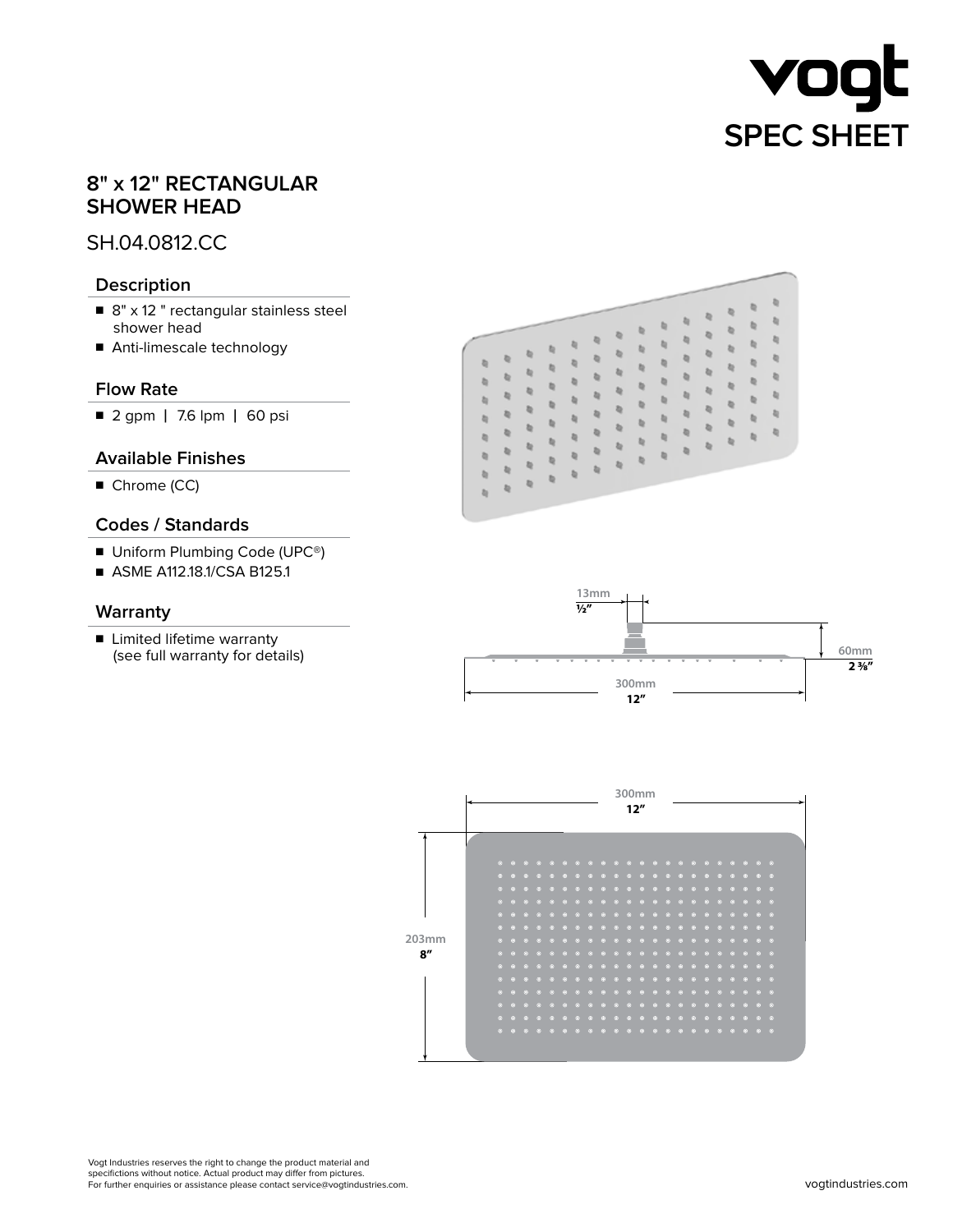# SPEC SHEET

## 8" x 12" RECTANGULAR SHOWER HEAD

SH.04.0812.CC

### Description

- 8" x 12 " rectangular stainless steel shower head
- Anti-limescale technology

### Flow Rate

- 2 gpm | 7.6 lpm | 60 psi

### Available Finishes

- Chrome (CC)

### Codes / Standards

- Uniform Plumbing Code (UPC®)
- ASME A112.18.1/CSA B125.1

### Warranty

- Limited lifetime warranty (see full warranty for details)

13mm ½"

60mm 2 ⅜"

300mm 12"

300mm 12"

203mm 8"

Vogt Industries reserves the right to change the product material and specifictions without notice. Actual product may differ from pictures.
For further enquiries or assistance please contact service@vogtindustries.com.

vogtindustries.com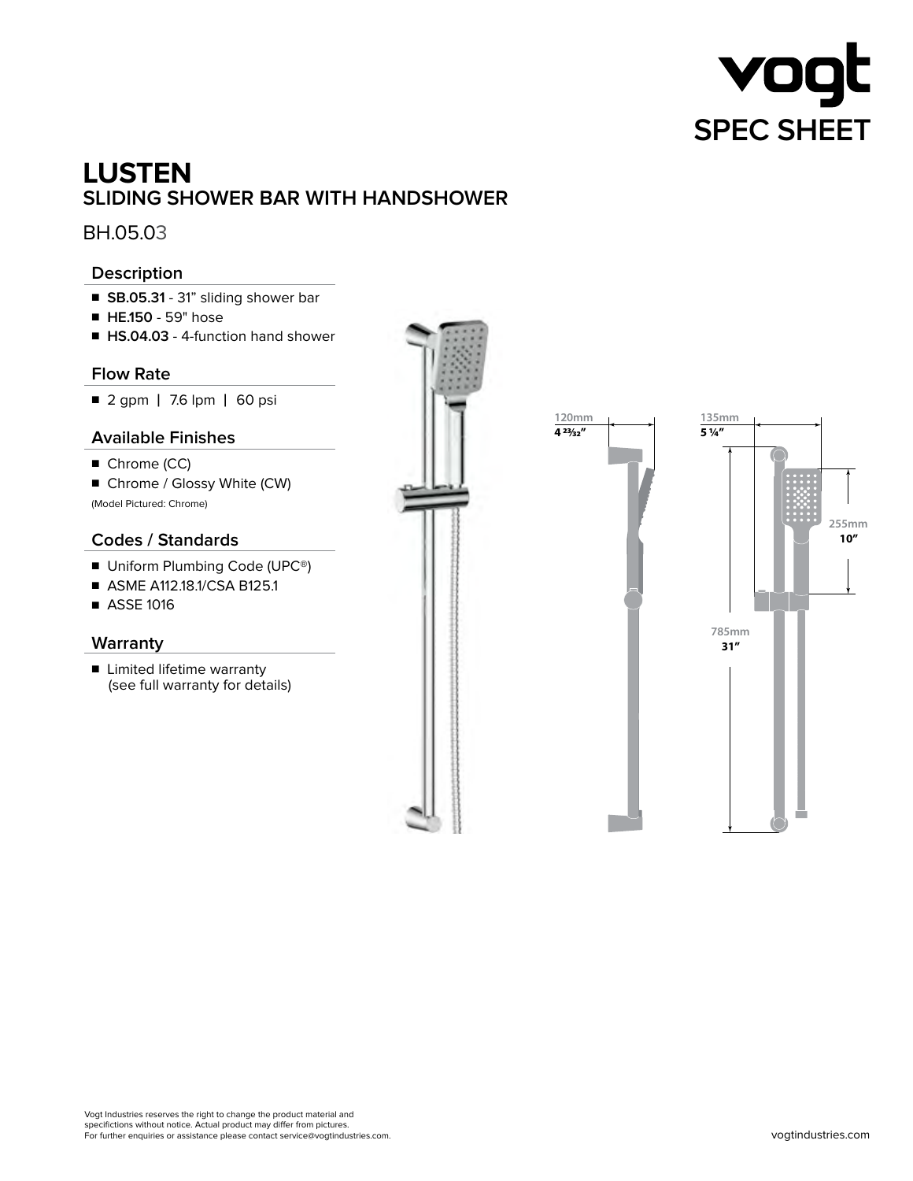vogt
SPEC SHEET

# LUSTEN
## SLIDING SHOWER BAR WITH HANDSHOWER

BH.05.03

### Description

- **SB.05.31** - 31" sliding shower bar
- **HE.150** - 59" hose
- **HS.04.03** - 4-function hand shower

### Flow Rate

- 2 gpm | 7.6 lpm | 60 psi

### Available Finishes

- Chrome (CC)
- Chrome / Glossy White (CW)

(Model Pictured: Chrome)

### Codes / Standards

- Uniform Plumbing Code (UPC®)
- ASME A112.18.1/CSA B125.1
- ASSE 1016

### Warranty

- Limited lifetime warranty
  (see full warranty for details)

120mm
4 23⁄32"

135mm
5 ¼"

255mm
10"

785mm
31"

Vogt Industries reserves the right to change the product material and specifictions without notice. Actual product may differ from pictures.
For further enquiries or assistance please contact service@vogtindustries.com.

vogtindustries.com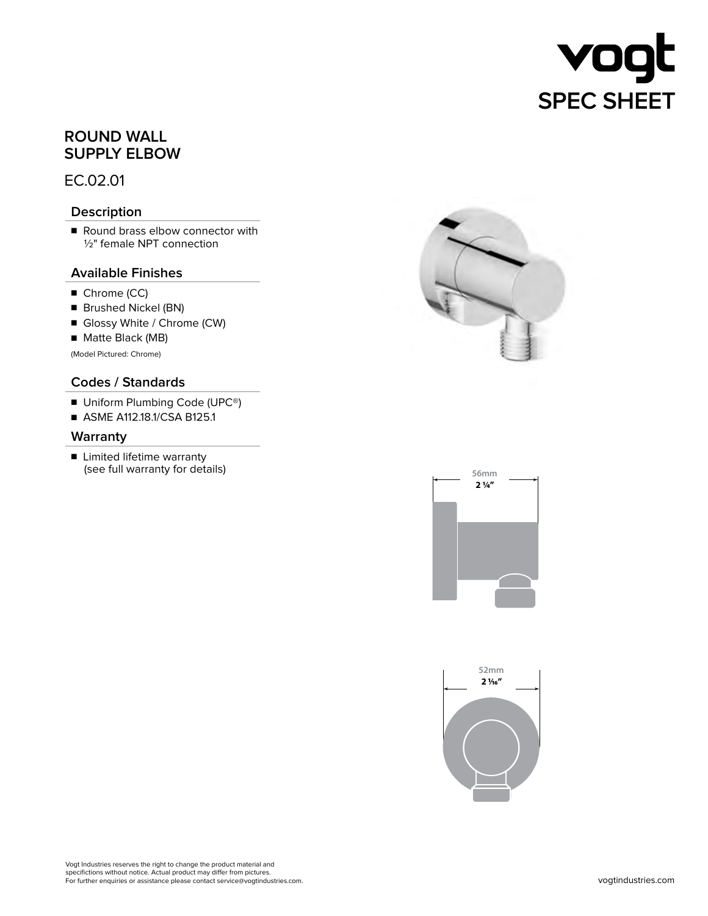# vogt SPEC SHEET

## ROUND WALL SUPPLY ELBOW

EC.02.01

### Description

- Round brass elbow connector with ½" female NPT connection

### Available Finishes

- Chrome (CC)
- Brushed Nickel (BN)
- Glossy White / Chrome (CW)
- Matte Black (MB)

(Model Pictured: Chrome)

### Codes / Standards

- Uniform Plumbing Code (UPC®)
- ASME A112.18.1/CSA B125.1

### Warranty

- Limited lifetime warranty (see full warranty for details)

56mm
2 ¼"

52mm
2 1⁄16"

Vogt Industries reserves the right to change the product material and specifictions without notice. Actual product may differ from pictures.
For further enquiries or assistance please contact service@vogtindustries.com.

vogtindustries.com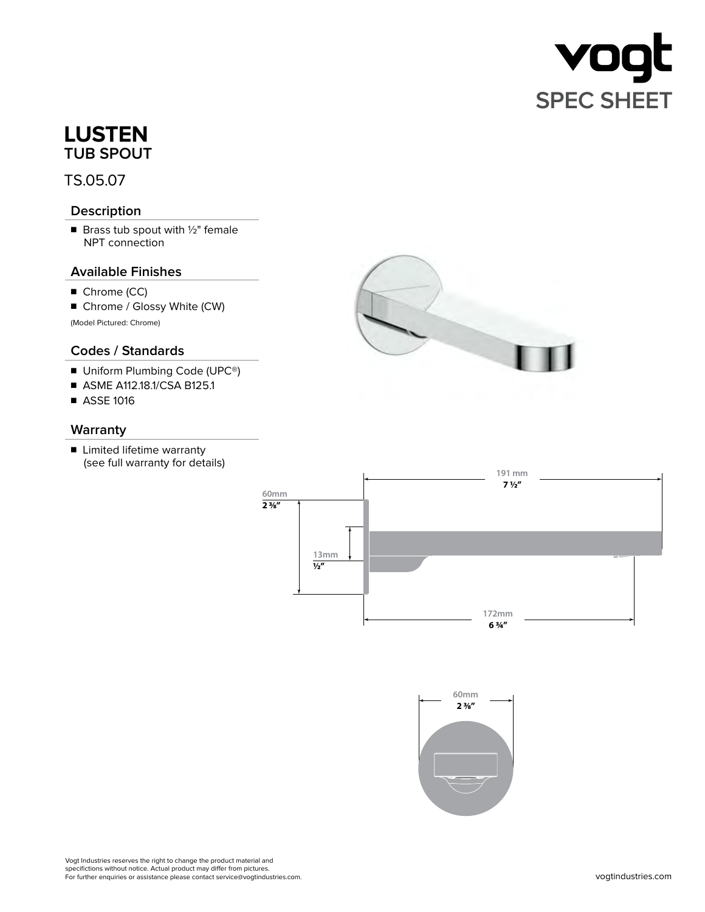vogt
SPEC SHEET

# LUSTEN
## TUB SPOUT

TS.05.07

### Description

- Brass tub spout with ½" female NPT connection

### Available Finishes

- Chrome (CC)
- Chrome / Glossy White (CW)

(Model Pictured: Chrome)

### Codes / Standards

- Uniform Plumbing Code (UPC®)
- ASME A112.18.1/CSA B125.1
- ASSE 1016

### Warranty

- Limited lifetime warranty (see full warranty for details)

191 mm
7 ½"

60mm
2 ⅜"

13mm
½"

172mm
6 ¾"

60mm
2 ⅜"

Vogt Industries reserves the right to change the product material and specifictions without notice. Actual product may differ from pictures.
For further enquiries or assistance please contact service@vogtindustries.com.

vogtindustries.com